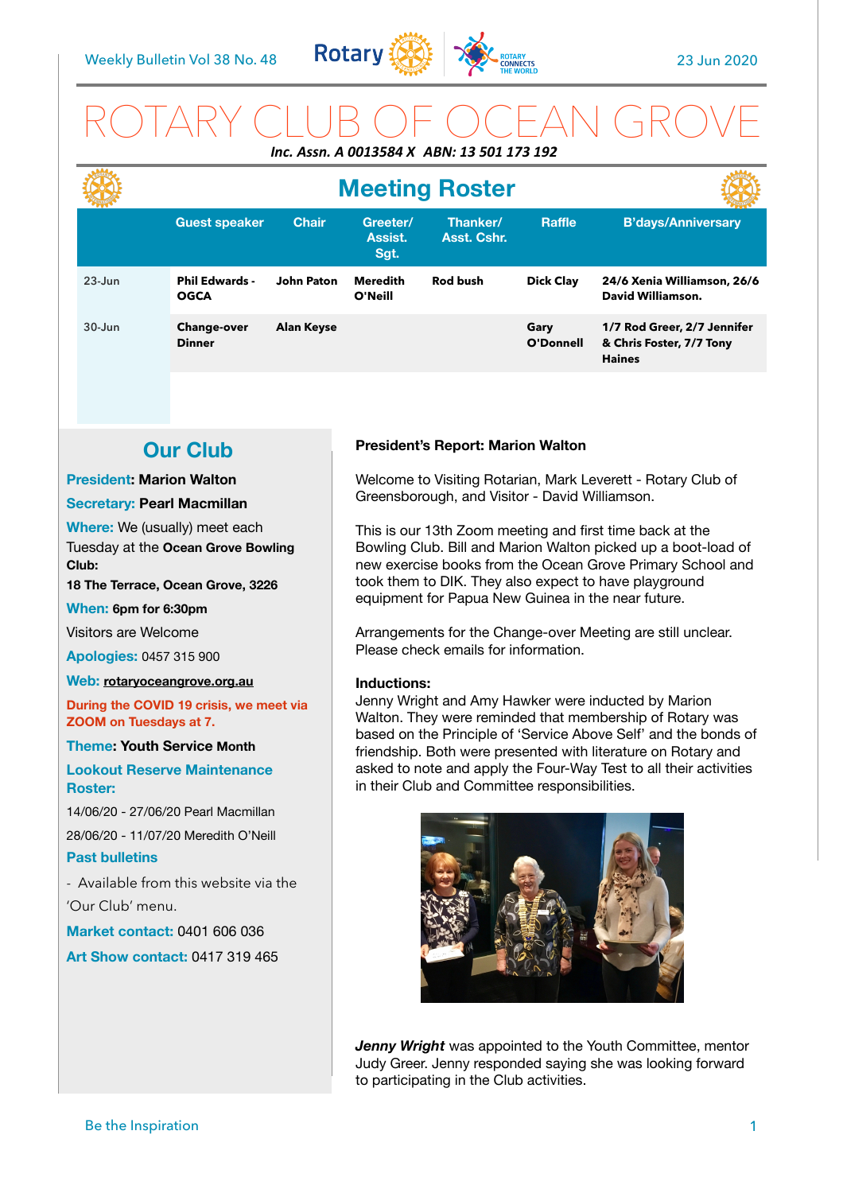Weekly Bulletin Vol 38 No. 48 — 23 Jun 2020

# ROTARY CLUB OF OCEAN GROVE

***Inc. Assn. A 0013584 X ABN: 13 501 173 192***

## Meeting Roster

| | Guest speaker | Chair | Greeter/ Assist. Sgt. | Thanker/ Asst. Cshr. | Raffle | B'days/Anniversary |
|---|---|---|---|---|---|---|
| 23-Jun | **Phil Edwards - OGCA** | **John Paton** | **Meredith O'Neill** | **Rod bush** | **Dick Clay** | **24/6 Xenia Williamson, 26/6 David Williamson.** |
| 30-Jun | **Change-over Dinner** | **Alan Keyse** | | | **Gary O'Donnell** | **1/7 Rod Greer, 2/7 Jennifer & Chris Foster, 7/7 Tony Haines** |

## Our Club

**President:** Marion Walton

**Secretary:** Pearl Macmillan

**Where:** We (usually) meet each Tuesday at the **Ocean Grove Bowling Club:**

**18 The Terrace, Ocean Grove, 3226**

**When:** 6pm for 6:30pm

Visitors are Welcome

**Apologies:** 0457 315 900

**Web:** rotaryoceangrove.org.au

**During the COVID 19 crisis, we meet via ZOOM on Tuesdays at 7.**

**Theme: Youth Service Month**

**Lookout Reserve Maintenance Roster:**

14/06/20 - 27/06/20 Pearl Macmillan

28/06/20 - 11/07/20 Meredith O'Neill

**Past bulletins**

- Available from this website via the 'Our Club' menu.

**Market contact:** 0401 606 036

**Art Show contact:** 0417 319 465

**President's Report: Marion Walton**

Welcome to Visiting Rotarian, Mark Leverett - Rotary Club of Greensborough, and Visitor - David Williamson.

This is our 13th Zoom meeting and first time back at the Bowling Club. Bill and Marion Walton picked up a boot-load of new exercise books from the Ocean Grove Primary School and took them to DIK. They also expect to have playground equipment for Papua New Guinea in the near future.

Arrangements for the Change-over Meeting are still unclear. Please check emails for information.

**Inductions:**

Jenny Wright and Amy Hawker were inducted by Marion Walton. They were reminded that membership of Rotary was based on the Principle of 'Service Above Self' and the bonds of friendship. Both were presented with literature on Rotary and asked to note and apply the Four-Way Test to all their activities in their Club and Committee responsibilities.

***Jenny Wright*** was appointed to the Youth Committee, mentor Judy Greer. Jenny responded saying she was looking forward to participating in the Club activities.

Be the Inspiration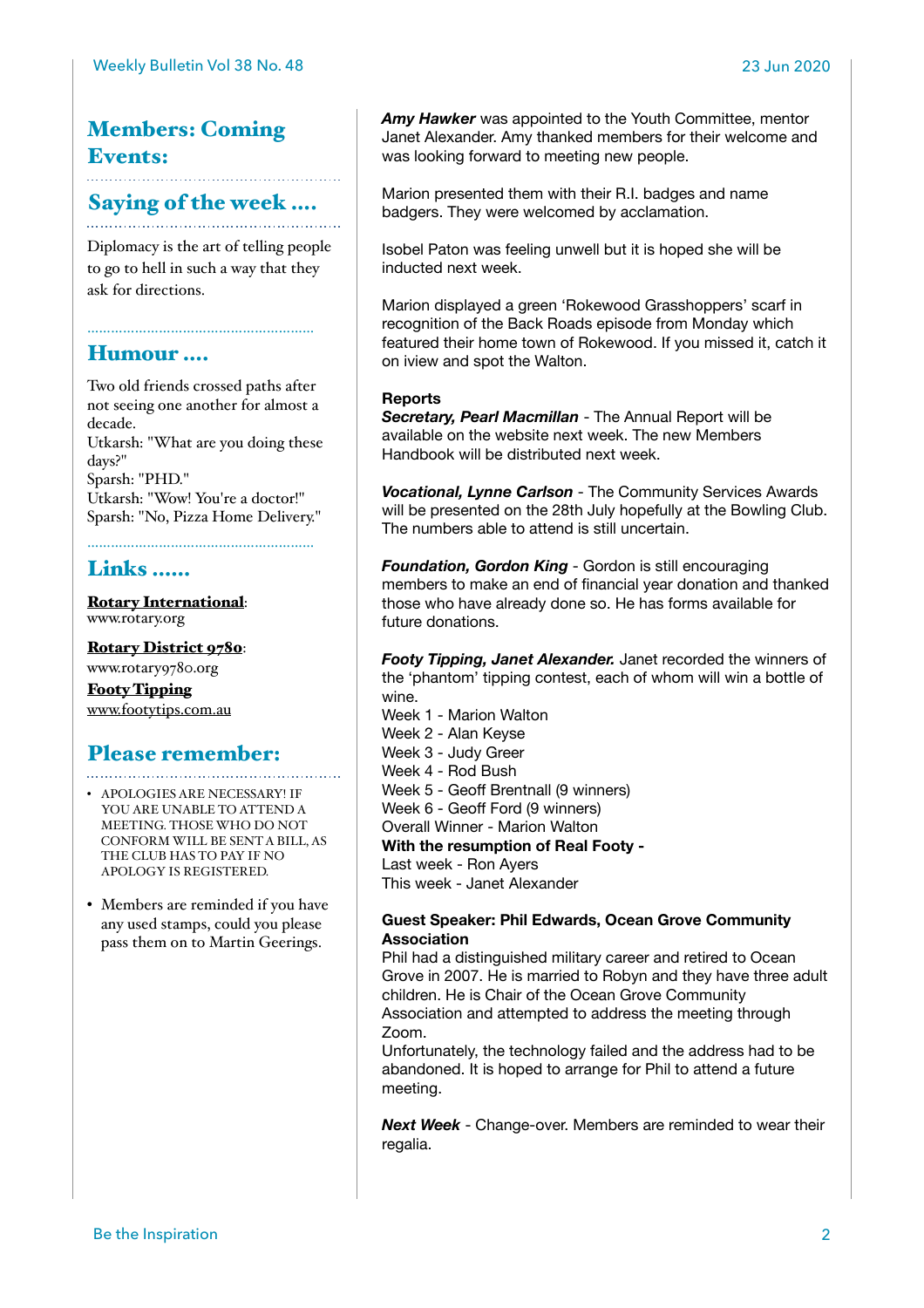## Members: Coming Events:

## Saying of the week ….

Diplomacy is the art of telling people to go to hell in such a way that they ask for directions.

## Humour ….

Two old friends crossed paths after not seeing one another for almost a decade.
Utkarsh: "What are you doing these days?"
Sparsh: "PHD."
Utkarsh: "Wow! You're a doctor!"
Sparsh: "No, Pizza Home Delivery."

## Links ……

**Rotary International**: www.rotary.org

**Rotary District 9780**: www.rotary9780.org

**Footy Tipping**
www.footytips.com.au

## Please remember:

- APOLOGIES ARE NECESSARY! IF YOU ARE UNABLE TO ATTEND A MEETING. THOSE WHO DO NOT CONFORM WILL BE SENT A BILL, AS THE CLUB HAS TO PAY IF NO APOLOGY IS REGISTERED.
- Members are reminded if you have any used stamps, could you please pass them on to Martin Geerings.

***Amy Hawker*** was appointed to the Youth Committee, mentor Janet Alexander. Amy thanked members for their welcome and was looking forward to meeting new people.

Marion presented them with their R.I. badges and name badgers. They were welcomed by acclamation.

Isobel Paton was feeling unwell but it is hoped she will be inducted next week.

Marion displayed a green 'Rokewood Grasshoppers' scarf in recognition of the Back Roads episode from Monday which featured their home town of Rokewood. If you missed it, catch it on iview and spot the Walton.

**Reports**

***Secretary, Pearl Macmillan*** - The Annual Report will be available on the website next week. The new Members Handbook will be distributed next week.

***Vocational, Lynne Carlson*** - The Community Services Awards will be presented on the 28th July hopefully at the Bowling Club. The numbers able to attend is still uncertain.

***Foundation, Gordon King*** - Gordon is still encouraging members to make an end of financial year donation and thanked those who have already done so. He has forms available for future donations.

***Footy Tipping, Janet Alexander.*** Janet recorded the winners of the 'phantom' tipping contest, each of whom will win a bottle of wine.
Week 1 - Marion Walton
Week 2 - Alan Keyse
Week 3 - Judy Greer
Week 4 - Rod Bush
Week 5 - Geoff Brentnall (9 winners)
Week 6 - Geoff Ford (9 winners)
Overall Winner - Marion Walton
**With the resumption of Real Footy -**
Last week - Ron Ayers
This week - Janet Alexander

**Guest Speaker: Phil Edwards, Ocean Grove Community Association**
Phil had a distinguished military career and retired to Ocean Grove in 2007. He is married to Robyn and they have three adult children. He is Chair of the Ocean Grove Community Association and attempted to address the meeting through Zoom.
Unfortunately, the technology failed and the address had to be abandoned. It is hoped to arrange for Phil to attend a future meeting.

***Next Week*** - Change-over. Members are reminded to wear their regalia.